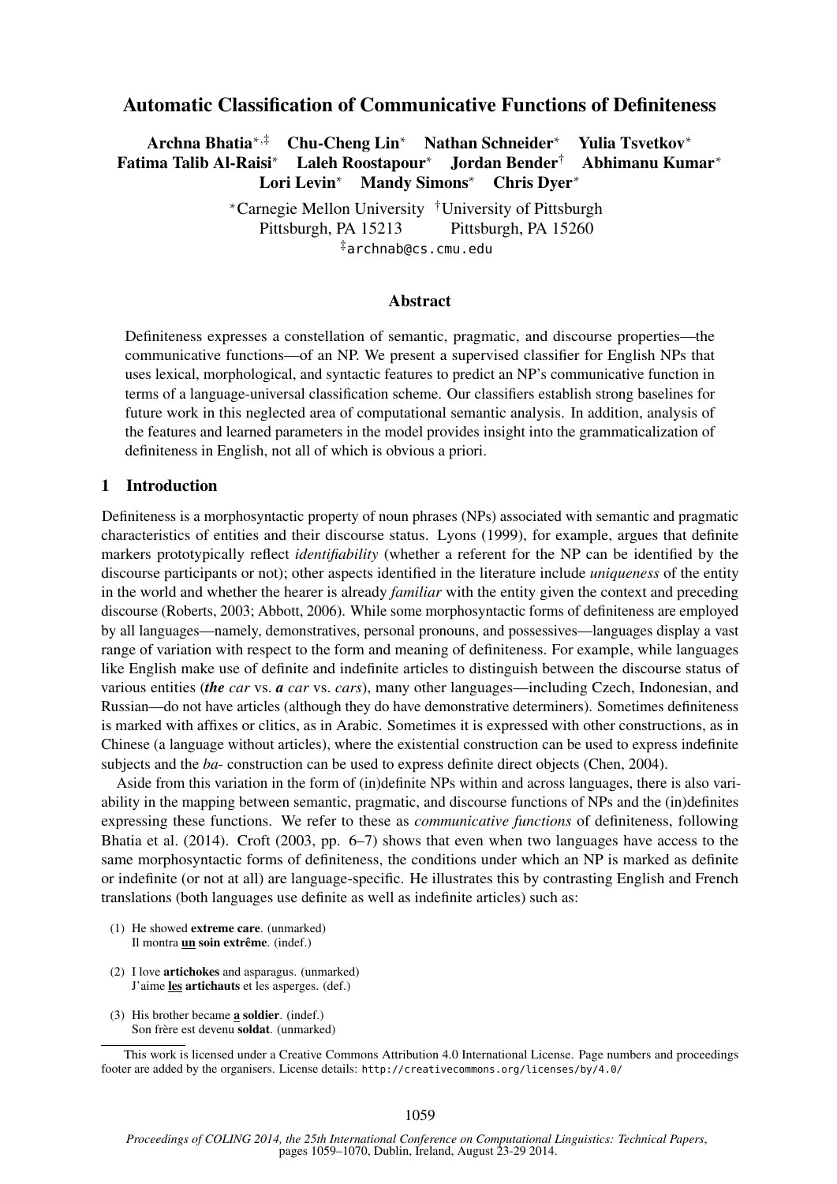# Automatic Classification of Communicative Functions of Definiteness

**Archna Bhatia**[*,‡] **Chu-Cheng Lin**[*] **Nathan Schneider**[*] **Yulia Tsvetkov**[*]
**Fatima Talib Al-Raisi**[*] **Laleh Roostapour**[*] **Jordan Bender**[†] **Abhimanu Kumar**[*]
**Lori Levin**[*] **Mandy Simons**[*] **Chris Dyer**[*]

[*]Carnegie Mellon University [†]University of Pittsburgh
Pittsburgh, PA 15213 Pittsburgh, PA 15260
[‡]archnab@cs.cmu.edu

## Abstract

Definiteness expresses a constellation of semantic, pragmatic, and discourse properties—the communicative functions—of an NP. We present a supervised classifier for English NPs that uses lexical, morphological, and syntactic features to predict an NP's communicative function in terms of a language-universal classification scheme. Our classifiers establish strong baselines for future work in this neglected area of computational semantic analysis. In addition, analysis of the features and learned parameters in the model provides insight into the grammaticalization of definiteness in English, not all of which is obvious a priori.

## 1 Introduction

Definiteness is a morphosyntactic property of noun phrases (NPs) associated with semantic and pragmatic characteristics of entities and their discourse status. Lyons (1999), for example, argues that definite markers prototypically reflect *identifiability* (whether a referent for the NP can be identified by the discourse participants or not); other aspects identified in the literature include *uniqueness* of the entity in the world and whether the hearer is already *familiar* with the entity given the context and preceding discourse (Roberts, 2003; Abbott, 2006). While some morphosyntactic forms of definiteness are employed by all languages—namely, demonstratives, personal pronouns, and possessives—languages display a vast range of variation with respect to the form and meaning of definiteness. For example, while languages like English make use of definite and indefinite articles to distinguish between the discourse status of various entities (***the*** *car* vs. ***a*** *car* vs. *cars*), many other languages—including Czech, Indonesian, and Russian—do not have articles (although they do have demonstrative determiners). Sometimes definiteness is marked with affixes or clitics, as in Arabic. Sometimes it is expressed with other constructions, as in Chinese (a language without articles), where the existential construction can be used to express indefinite subjects and the *ba-* construction can be used to express definite direct objects (Chen, 2004).

Aside from this variation in the form of (in)definite NPs within and across languages, there is also variability in the mapping between semantic, pragmatic, and discourse functions of NPs and the (in)definites expressing these functions. We refer to these as *communicative functions* of definiteness, following Bhatia et al. (2014). Croft (2003, pp. 6–7) shows that even when two languages have access to the same morphosyntactic forms of definiteness, the conditions under which an NP is marked as definite or indefinite (or not at all) are language-specific. He illustrates this by contrasting English and French translations (both languages use definite as well as indefinite articles) such as:

(1) He showed **extreme care**. (unmarked)
Il montra **un soin extrême**. (indef.)

(2) I love **artichokes** and asparagus. (unmarked)
J'aime **les artichauts** et les asperges. (def.)

(3) His brother became **a soldier**. (indef.)
Son frère est devenu **soldat**. (unmarked)

This work is licensed under a Creative Commons Attribution 4.0 International License. Page numbers and proceedings footer are added by the organisers. License details: http://creativecommons.org/licenses/by/4.0/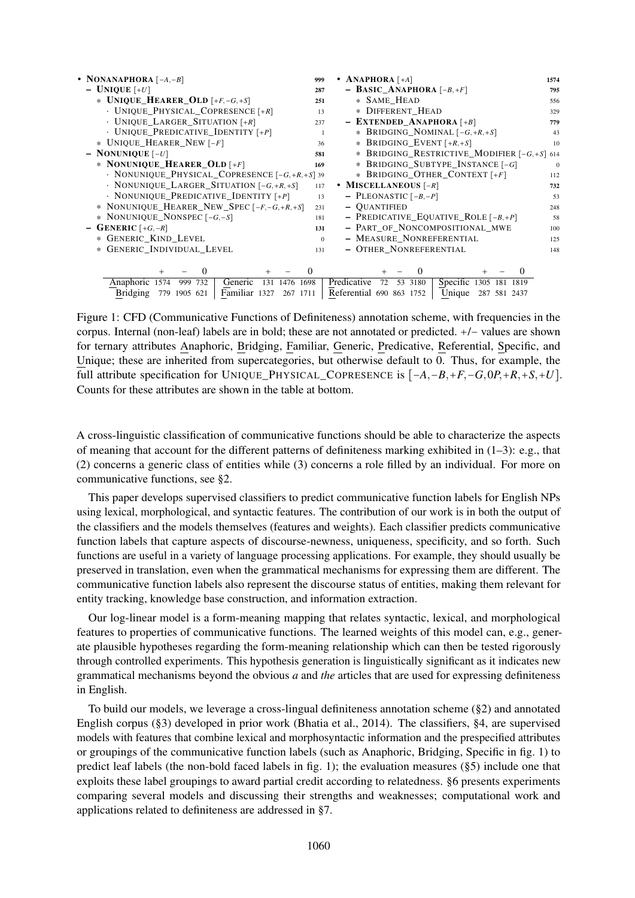- **NONANAPHORA** [−A,−B] **999**
  - **UNIQUE** [+U] **287**
    - **UNIQUE_HEARER_OLD** [+F,−G,+S] **251**
      - UNIQUE_PHYSICAL_COPRESENCE [+R] 13
      - UNIQUE_LARGER_SITUATION [+R] 237
      - UNIQUE_PREDICATIVE_IDENTITY [+P] 1
    - UNIQUE_HEARER_NEW [−F] 36
  - **NONUNIQUE** [−U] **581**
    - **NONUNIQUE_HEARER_OLD** [+F] **169**
      - NONUNIQUE_PHYSICAL_COPRESENCE [−G,+R,+S] 39
      - NONUNIQUE_LARGER_SITUATION [−G,+R,+S] 117
      - NONUNIQUE_PREDICATIVE_IDENTITY [+P] 13
    - NONUNIQUE_HEARER_NEW_SPEC [−F,−G,+R,+S] 231
    - NONUNIQUE_NONSPEC [−G,−S] 181
  - **GENERIC** [+G,−R] **131**
    - GENERIC_KIND_LEVEL 0
    - GENERIC_INDIVIDUAL_LEVEL 131
- **ANAPHORA** [+A] **1574**
  - **BASIC_ANAPHORA** [−B,+F] **795**
    - SAME_HEAD 556
    - DIFFERENT_HEAD 329
  - **EXTENDED_ANAPHORA** [+B] **779**
    - BRIDGING_NOMINAL [−G,+R,+S] 43
    - BRIDGING_EVENT [+R,+S] 10
    - BRIDGING_RESTRICTIVE_MODIFIER [−G,+S] 614
    - BRIDGING_SUBTYPE_INSTANCE [−G] 0
    - BRIDGING_OTHER_CONTEXT [+F] 112
- **MISCELLANEOUS** [−R] **732**
  - PLEONASTIC [−B,−P] 53
  - QUANTIFIED 248
  - PREDICATIVE_EQUATIVE_ROLE [−B,+P] 58
  - PART_OF_NONCOMPOSITIONAL_MWE 100
  - MEASURE_NONREFERENTIAL 125
  - OTHER_NONREFERENTIAL 148

| | + | − | 0 | | + | − | 0 | | + | − | 0 | | + | − | 0 |
|---|---|---|---|---|---|---|---|---|---|---|---|---|---|---|---|
| Anaphoric | 1574 | 999 | 732 | Generic | 131 | 1476 | 1698 | Predicative | 72 | 53 | 3180 | Specific | 1305 | 181 | 1819 |
| Bridging | 779 | 1905 | 621 | Familiar | 1327 | 267 | 1711 | Referential | 690 | 863 | 1752 | Unique | 287 | 581 | 2437 |

Figure 1: CFD (Communicative Functions of Definiteness) annotation scheme, with frequencies in the corpus. Internal (non-leaf) labels are in bold; these are not annotated or predicted. +/− values are shown for ternary attributes Anaphoric, Bridging, Familiar, Generic, Predicative, Referential, Specific, and Unique; these are inherited from supercategories, but otherwise default to 0. Thus, for example, the full attribute specification for UNIQUE_PHYSICAL_COPRESENCE is $[-A,-B,+F,-G,0P,+R,+S,+U]$. Counts for these attributes are shown in the table at bottom.

A cross-linguistic classification of communicative functions should be able to characterize the aspects of meaning that account for the different patterns of definiteness marking exhibited in (1–3): e.g., that (2) concerns a generic class of entities while (3) concerns a role filled by an individual. For more on communicative functions, see §2.

This paper develops supervised classifiers to predict communicative function labels for English NPs using lexical, morphological, and syntactic features. The contribution of our work is in both the output of the classifiers and the models themselves (features and weights). Each classifier predicts communicative function labels that capture aspects of discourse-newness, uniqueness, specificity, and so forth. Such functions are useful in a variety of language processing applications. For example, they should usually be preserved in translation, even when the grammatical mechanisms for expressing them are different. The communicative function labels also represent the discourse status of entities, making them relevant for entity tracking, knowledge base construction, and information extraction.

Our log-linear model is a form-meaning mapping that relates syntactic, lexical, and morphological features to properties of communicative functions. The learned weights of this model can, e.g., generate plausible hypotheses regarding the form-meaning relationship which can then be tested rigorously through controlled experiments. This hypothesis generation is linguistically significant as it indicates new grammatical mechanisms beyond the obvious *a* and *the* articles that are used for expressing definiteness in English.

To build our models, we leverage a cross-lingual definiteness annotation scheme (§2) and annotated English corpus (§3) developed in prior work (Bhatia et al., 2014). The classifiers, §4, are supervised models with features that combine lexical and morphosyntactic information and the prespecified attributes or groupings of the communicative function labels (such as Anaphoric, Bridging, Specific in fig. 1) to predict leaf labels (the non-bold faced labels in fig. 1); the evaluation measures (§5) include one that exploits these label groupings to award partial credit according to relatedness. §6 presents experiments comparing several models and discussing their strengths and weaknesses; computational work and applications related to definiteness are addressed in §7.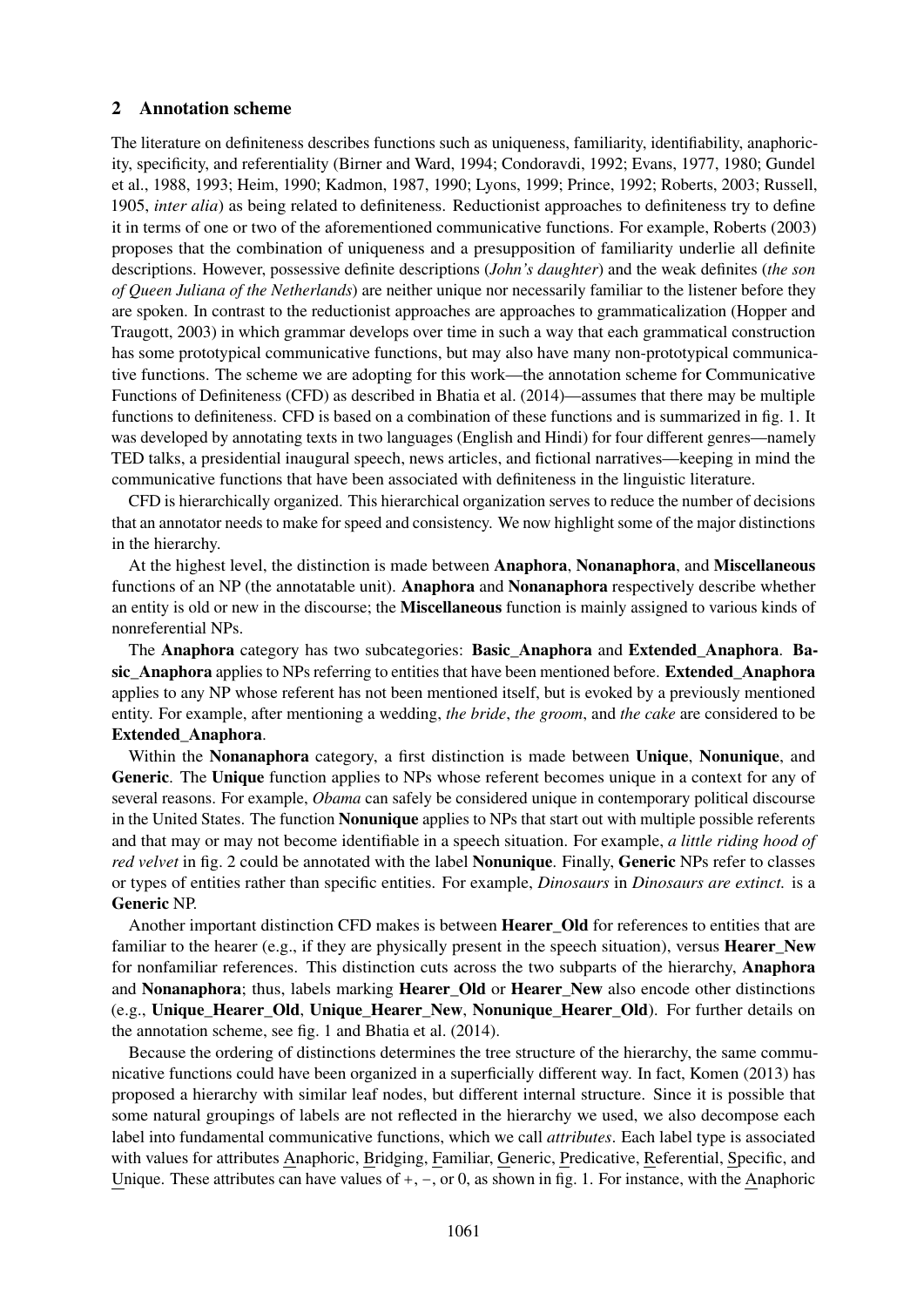## 2 Annotation scheme

The literature on definiteness describes functions such as uniqueness, familiarity, identifiability, anaphoricity, specificity, and referentiality (Birner and Ward, 1994; Condoravdi, 1992; Evans, 1977, 1980; Gundel et al., 1988, 1993; Heim, 1990; Kadmon, 1987, 1990; Lyons, 1999; Prince, 1992; Roberts, 2003; Russell, 1905, *inter alia*) as being related to definiteness. Reductionist approaches to definiteness try to define it in terms of one or two of the aforementioned communicative functions. For example, Roberts (2003) proposes that the combination of uniqueness and a presupposition of familiarity underlie all definite descriptions. However, possessive definite descriptions (*John's daughter*) and the weak definites (*the son of Queen Juliana of the Netherlands*) are neither unique nor necessarily familiar to the listener before they are spoken. In contrast to the reductionist approaches are approaches to grammaticalization (Hopper and Traugott, 2003) in which grammar develops over time in such a way that each grammatical construction has some prototypical communicative functions, but may also have many non-prototypical communicative functions. The scheme we are adopting for this work—the annotation scheme for Communicative Functions of Definiteness (CFD) as described in Bhatia et al. (2014)—assumes that there may be multiple functions to definiteness. CFD is based on a combination of these functions and is summarized in fig. 1. It was developed by annotating texts in two languages (English and Hindi) for four different genres—namely TED talks, a presidential inaugural speech, news articles, and fictional narratives—keeping in mind the communicative functions that have been associated with definiteness in the linguistic literature.

CFD is hierarchically organized. This hierarchical organization serves to reduce the number of decisions that an annotator needs to make for speed and consistency. We now highlight some of the major distinctions in the hierarchy.

At the highest level, the distinction is made between **Anaphora**, **Nonanaphora**, and **Miscellaneous** functions of an NP (the annotatable unit). **Anaphora** and **Nonanaphora** respectively describe whether an entity is old or new in the discourse; the **Miscellaneous** function is mainly assigned to various kinds of nonreferential NPs.

The **Anaphora** category has two subcategories: **Basic_Anaphora** and **Extended_Anaphora**. **Basic_Anaphora** applies to NPs referring to entities that have been mentioned before. **Extended_Anaphora** applies to any NP whose referent has not been mentioned itself, but is evoked by a previously mentioned entity. For example, after mentioning a wedding, *the bride*, *the groom*, and *the cake* are considered to be **Extended_Anaphora**.

Within the **Nonanaphora** category, a first distinction is made between **Unique**, **Nonunique**, and **Generic**. The **Unique** function applies to NPs whose referent becomes unique in a context for any of several reasons. For example, *Obama* can safely be considered unique in contemporary political discourse in the United States. The function **Nonunique** applies to NPs that start out with multiple possible referents and that may or may not become identifiable in a speech situation. For example, *a little riding hood of red velvet* in fig. 2 could be annotated with the label **Nonunique**. Finally, **Generic** NPs refer to classes or types of entities rather than specific entities. For example, *Dinosaurs* in *Dinosaurs are extinct.* is a **Generic** NP.

Another important distinction CFD makes is between **Hearer_Old** for references to entities that are familiar to the hearer (e.g., if they are physically present in the speech situation), versus **Hearer_New** for nonfamiliar references. This distinction cuts across the two subparts of the hierarchy, **Anaphora** and **Nonanaphora**; thus, labels marking **Hearer_Old** or **Hearer_New** also encode other distinctions (e.g., **Unique_Hearer_Old**, **Unique_Hearer_New**, **Nonunique_Hearer_Old**). For further details on the annotation scheme, see fig. 1 and Bhatia et al. (2014).

Because the ordering of distinctions determines the tree structure of the hierarchy, the same communicative functions could have been organized in a superficially different way. In fact, Komen (2013) has proposed a hierarchy with similar leaf nodes, but different internal structure. Since it is possible that some natural groupings of labels are not reflected in the hierarchy we used, we also decompose each label into fundamental communicative functions, which we call *attributes*. Each label type is associated with values for attributes Anaphoric, Bridging, Familiar, Generic, Predicative, Referential, Specific, and Unique. These attributes can have values of +, −, or 0, as shown in fig. 1. For instance, with the Anaphoric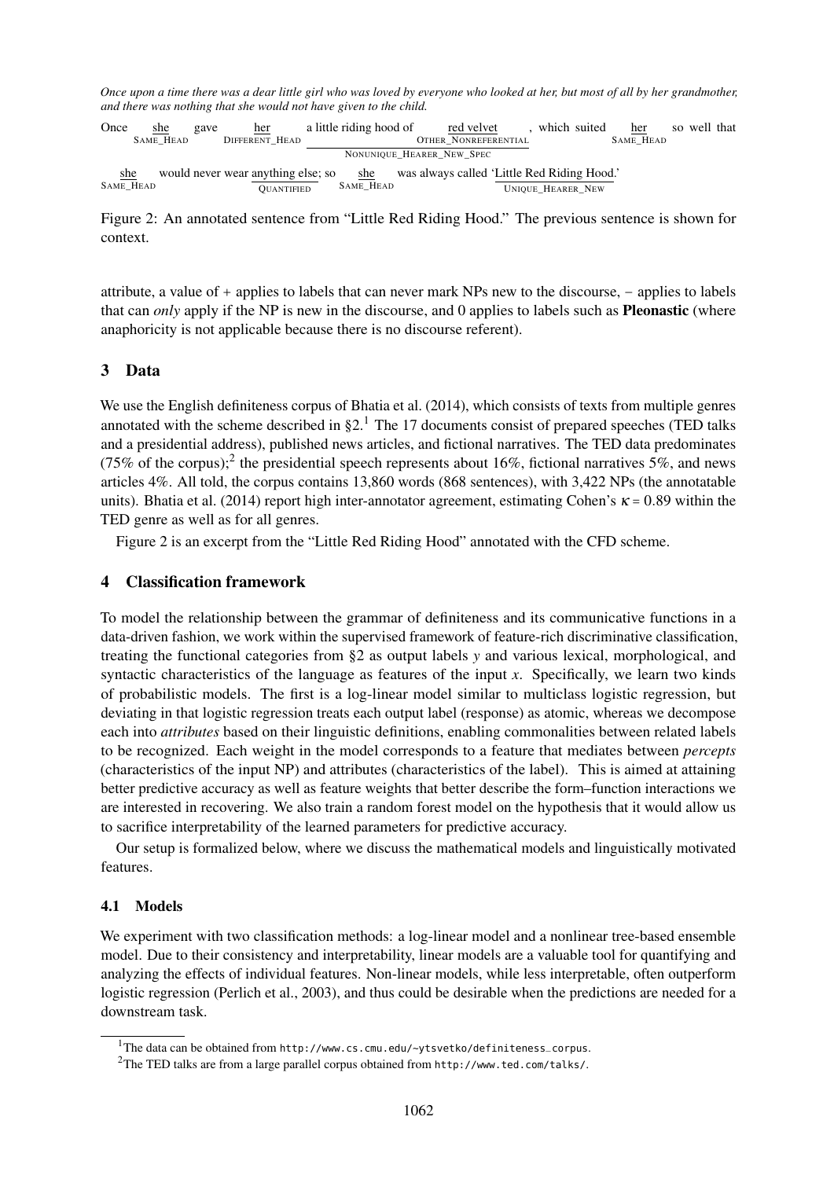*Once upon a time there was a dear little girl who was loved by everyone who looked at her, but most of all by her grandmother, and there was nothing that she would not have given to the child.*

Once she [SAME_HEAD] gave her [DIFFERENT_HEAD] a little riding hood of red velvet [OTHER_NONREFERENTIAL] [NONUNIQUE_HEARER_NEW_SPEC], which suited her [SAME_HEAD] so well that she [SAME_HEAD] would never wear anything else [QUANTIFIED]; so she [SAME_HEAD] was always called 'Little Red Riding Hood.' [UNIQUE_HEARER_NEW]

Figure 2: An annotated sentence from "Little Red Riding Hood." The previous sentence is shown for context.

attribute, a value of + applies to labels that can never mark NPs new to the discourse, − applies to labels that can *only* apply if the NP is new in the discourse, and 0 applies to labels such as **Pleonastic** (where anaphoricity is not applicable because there is no discourse referent).

## 3 Data

We use the English definiteness corpus of Bhatia et al. (2014), which consists of texts from multiple genres annotated with the scheme described in §2.[1] The 17 documents consist of prepared speeches (TED talks and a presidential address), published news articles, and fictional narratives. The TED data predominates (75% of the corpus);[2] the presidential speech represents about 16%, fictional narratives 5%, and news articles 4%. All told, the corpus contains 13,860 words (868 sentences), with 3,422 NPs (the annotatable units). Bhatia et al. (2014) report high inter-annotator agreement, estimating Cohen's $\kappa = 0.89$ within the TED genre as well as for all genres.

Figure 2 is an excerpt from the "Little Red Riding Hood" annotated with the CFD scheme.

## 4 Classification framework

To model the relationship between the grammar of definiteness and its communicative functions in a data-driven fashion, we work within the supervised framework of feature-rich discriminative classification, treating the functional categories from §2 as output labels $y$ and various lexical, morphological, and syntactic characteristics of the language as features of the input $x$. Specifically, we learn two kinds of probabilistic models. The first is a log-linear model similar to multiclass logistic regression, but deviating in that logistic regression treats each output label (response) as atomic, whereas we decompose each into *attributes* based on their linguistic definitions, enabling commonalities between related labels to be recognized. Each weight in the model corresponds to a feature that mediates between *percepts* (characteristics of the input NP) and attributes (characteristics of the label). This is aimed at attaining better predictive accuracy as well as feature weights that better describe the form–function interactions we are interested in recovering. We also train a random forest model on the hypothesis that it would allow us to sacrifice interpretability of the learned parameters for predictive accuracy.

Our setup is formalized below, where we discuss the mathematical models and linguistically motivated features.

### 4.1 Models

We experiment with two classification methods: a log-linear model and a nonlinear tree-based ensemble model. Due to their consistency and interpretability, linear models are a valuable tool for quantifying and analyzing the effects of individual features. Non-linear models, while less interpretable, often outperform logistic regression (Perlich et al., 2003), and thus could be desirable when the predictions are needed for a downstream task.

[1] The data can be obtained from http://www.cs.cmu.edu/~ytsvetko/definiteness_corpus.

[2] The TED talks are from a large parallel corpus obtained from http://www.ted.com/talks/.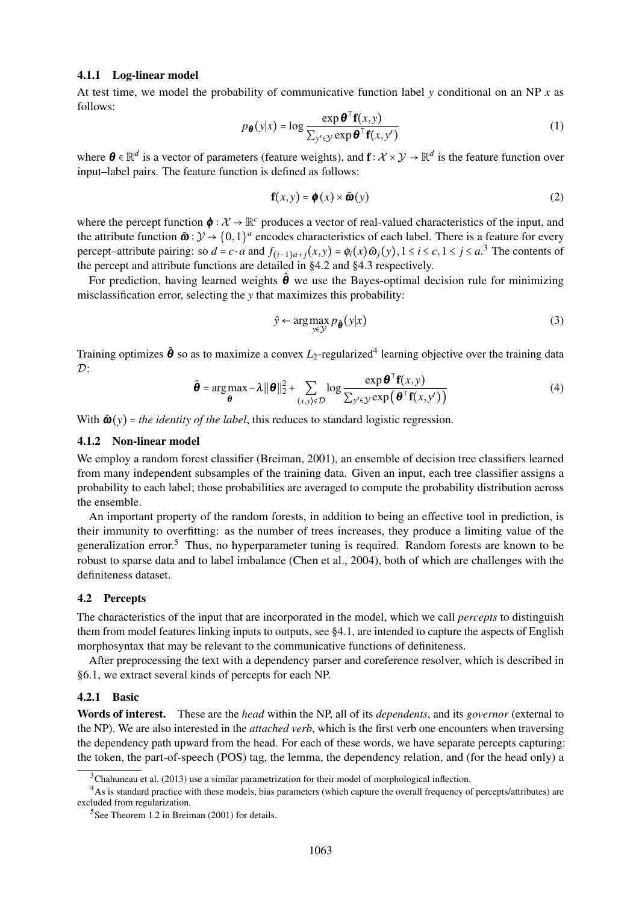#### 4.1.1 Log-linear model

At test time, we model the probability of communicative function label $y$ conditional on an NP $x$ as follows:

$$p_{\boldsymbol{\theta}}(y|x) = \log \frac{\exp \boldsymbol{\theta}^\top \mathbf{f}(x,y)}{\sum_{y' \in \mathcal{Y}} \exp \boldsymbol{\theta}^\top \mathbf{f}(x,y')} \tag{1}$$

where $\boldsymbol{\theta} \in \mathbb{R}^d$ is a vector of parameters (feature weights), and $\mathbf{f}: \mathcal{X} \times \mathcal{Y} \to \mathbb{R}^d$ is the feature function over input–label pairs. The feature function is defined as follows:

$$\mathbf{f}(x,y) = \boldsymbol{\phi}(x) \times \tilde{\boldsymbol{\omega}}(y) \tag{2}$$

where the percept function $\boldsymbol{\phi}: \mathcal{X} \to \mathbb{R}^c$ produces a vector of real-valued characteristics of the input, and the attribute function $\tilde{\boldsymbol{\omega}}: \mathcal{Y} \to \{0,1\}^a$ encodes characteristics of each label. There is a feature for every percept–attribute pairing: so $d = c \cdot a$ and $f_{(i-1)a+j}(x,y) = \phi_i(x)\tilde{\omega}_j(y), 1 \le i \le c, 1 \le j \le a$.[3] The contents of the percept and attribute functions are detailed in §4.2 and §4.3 respectively.

For prediction, having learned weights $\hat{\boldsymbol{\theta}}$ we use the Bayes-optimal decision rule for minimizing misclassification error, selecting the $y$ that maximizes this probability:

$$\hat{y} \leftarrow \arg\max_{y \in \mathcal{Y}} p_{\hat{\boldsymbol{\theta}}}(y|x) \tag{3}$$

Training optimizes $\hat{\boldsymbol{\theta}}$ so as to maximize a convex $L_2$-regularized[4] learning objective over the training data $\mathcal{D}$:

$$\hat{\boldsymbol{\theta}} = \arg\max_{\boldsymbol{\theta}} -\lambda \|\boldsymbol{\theta}\|_2^2 + \sum_{\langle x,y \rangle \in \mathcal{D}} \log \frac{\exp \boldsymbol{\theta}^\top \mathbf{f}(x,y)}{\sum_{y' \in \mathcal{Y}} \exp\left(\boldsymbol{\theta}^\top \mathbf{f}(x,y')\right)} \tag{4}$$

With $\tilde{\boldsymbol{\omega}}(y) =$ *the identity of the label*, this reduces to standard logistic regression.

#### 4.1.2 Non-linear model

We employ a random forest classifier (Breiman, 2001), an ensemble of decision tree classifiers learned from many independent subsamples of the training data. Given an input, each tree classifier assigns a probability to each label; those probabilities are averaged to compute the probability distribution across the ensemble.

An important property of the random forests, in addition to being an effective tool in prediction, is their immunity to overfitting: as the number of trees increases, they produce a limiting value of the generalization error.[5] Thus, no hyperparameter tuning is required. Random forests are known to be robust to sparse data and to label imbalance (Chen et al., 2004), both of which are challenges with the definiteness dataset.

### 4.2 Percepts

The characteristics of the input that are incorporated in the model, which we call *percepts* to distinguish them from model features linking inputs to outputs, see §4.1, are intended to capture the aspects of English morphosyntax that may be relevant to the communicative functions of definiteness.

After preprocessing the text with a dependency parser and coreference resolver, which is described in §6.1, we extract several kinds of percepts for each NP.

#### 4.2.1 Basic

**Words of interest.** These are the *head* within the NP, all of its *dependents*, and its *governor* (external to the NP). We are also interested in the *attached verb*, which is the first verb one encounters when traversing the dependency path upward from the head. For each of these words, we have separate percepts capturing: the token, the part-of-speech (POS) tag, the lemma, the dependency relation, and (for the head only) a

[3] Chahuneau et al. (2013) use a similar parametrization for their model of morphological inflection.

[4] As is standard practice with these models, bias parameters (which capture the overall frequency of percepts/attributes) are excluded from regularization.

[5] See Theorem 1.2 in Breiman (2001) for details.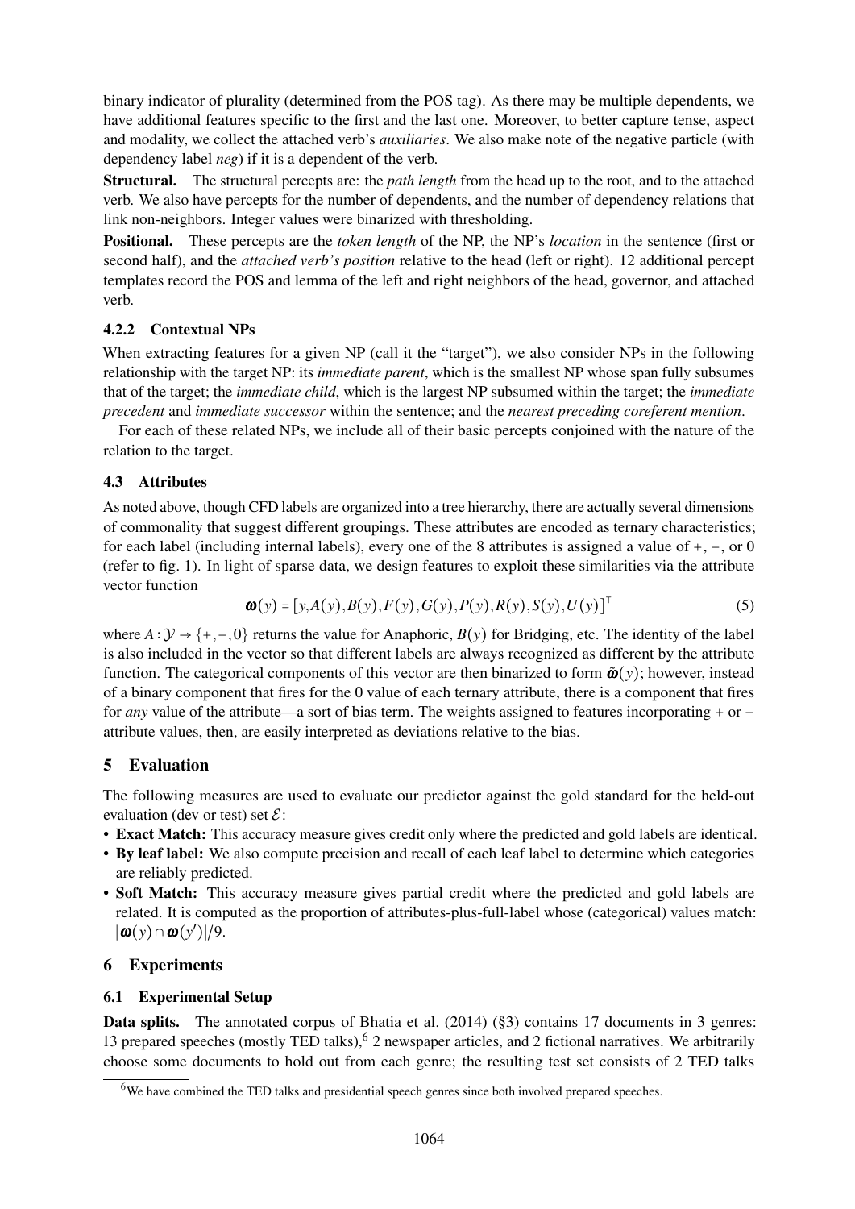binary indicator of plurality (determined from the POS tag). As there may be multiple dependents, we have additional features specific to the first and the last one. Moreover, to better capture tense, aspect and modality, we collect the attached verb's *auxiliaries*. We also make note of the negative particle (with dependency label *neg*) if it is a dependent of the verb.

**Structural.** The structural percepts are: the *path length* from the head up to the root, and to the attached verb. We also have percepts for the number of dependents, and the number of dependency relations that link non-neighbors. Integer values were binarized with thresholding.

**Positional.** These percepts are the *token length* of the NP, the NP's *location* in the sentence (first or second half), and the *attached verb's position* relative to the head (left or right). 12 additional percept templates record the POS and lemma of the left and right neighbors of the head, governor, and attached verb.

#### 4.2.2 Contextual NPs

When extracting features for a given NP (call it the "target"), we also consider NPs in the following relationship with the target NP: its *immediate parent*, which is the smallest NP whose span fully subsumes that of the target; the *immediate child*, which is the largest NP subsumed within the target; the *immediate precedent* and *immediate successor* within the sentence; and the *nearest preceding coreferent mention*.

For each of these related NPs, we include all of their basic percepts conjoined with the nature of the relation to the target.

### 4.3 Attributes

As noted above, though CFD labels are organized into a tree hierarchy, there are actually several dimensions of commonality that suggest different groupings. These attributes are encoded as ternary characteristics; for each label (including internal labels), every one of the 8 attributes is assigned a value of +, −, or 0 (refer to fig. 1). In light of sparse data, we design features to exploit these similarities via the attribute vector function

$$\boldsymbol{\omega}(y) = [y, A(y), B(y), F(y), G(y), P(y), R(y), S(y), U(y)]^\top \tag{5}$$

where $A : \mathcal{Y} \to \{+, -, 0\}$ returns the value for Anaphoric, $B(y)$ for Bridging, etc. The identity of the label is also included in the vector so that different labels are always recognized as different by the attribute function. The categorical components of this vector are then binarized to form $\tilde{\boldsymbol{\omega}}(y)$; however, instead of a binary component that fires for the 0 value of each ternary attribute, there is a component that fires for *any* value of the attribute—a sort of bias term. The weights assigned to features incorporating + or − attribute values, then, are easily interpreted as deviations relative to the bias.

## 5 Evaluation

The following measures are used to evaluate our predictor against the gold standard for the held-out evaluation (dev or test) set $\mathcal{E}$:

- **Exact Match:** This accuracy measure gives credit only where the predicted and gold labels are identical.
- **By leaf label:** We also compute precision and recall of each leaf label to determine which categories are reliably predicted.
- **Soft Match:** This accuracy measure gives partial credit where the predicted and gold labels are related. It is computed as the proportion of attributes-plus-full-label whose (categorical) values match: $|\boldsymbol{\omega}(y) \cap \boldsymbol{\omega}(y')|/9$.

## 6 Experiments

### 6.1 Experimental Setup

**Data splits.** The annotated corpus of Bhatia et al. (2014) (§3) contains 17 documents in 3 genres: 13 prepared speeches (mostly TED talks),[6] 2 newspaper articles, and 2 fictional narratives. We arbitrarily choose some documents to hold out from each genre; the resulting test set consists of 2 TED talks

[6] We have combined the TED talks and presidential speech genres since both involved prepared speeches.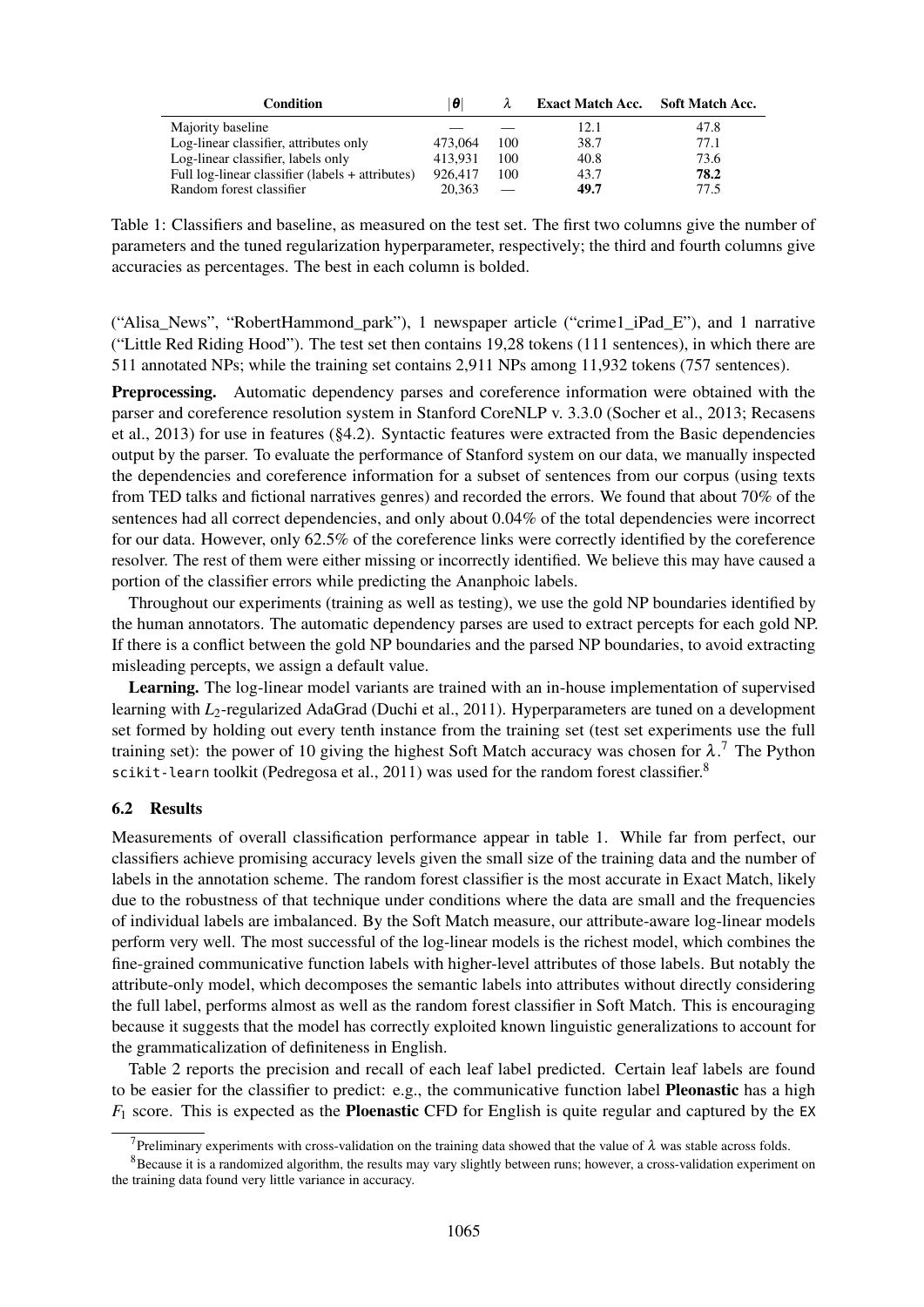| Condition | $\|\boldsymbol{\theta}\|$ | $\lambda$ | Exact Match Acc. | Soft Match Acc. |
|---|---|---|---|---|
| Majority baseline | — | — | 12.1 | 47.8 |
| Log-linear classifier, attributes only | 473,064 | 100 | 38.7 | 77.1 |
| Log-linear classifier, labels only | 413,931 | 100 | 40.8 | 73.6 |
| Full log-linear classifier (labels + attributes) | 926,417 | 100 | 43.7 | **78.2** |
| Random forest classifier | 20,363 | — | **49.7** | 77.5 |

Table 1: Classifiers and baseline, as measured on the test set. The first two columns give the number of parameters and the tuned regularization hyperparameter, respectively; the third and fourth columns give accuracies as percentages. The best in each column is bolded.

("Alisa_News", "RobertHammond_park"), 1 newspaper article ("crime1_iPad_E"), and 1 narrative ("Little Red Riding Hood"). The test set then contains 19,28 tokens (111 sentences), in which there are 511 annotated NPs; while the training set contains 2,911 NPs among 11,932 tokens (757 sentences).

**Preprocessing.** Automatic dependency parses and coreference information were obtained with the parser and coreference resolution system in Stanford CoreNLP v. 3.3.0 (Socher et al., 2013; Recasens et al., 2013) for use in features (§4.2). Syntactic features were extracted from the Basic dependencies output by the parser. To evaluate the performance of Stanford system on our data, we manually inspected the dependencies and coreference information for a subset of sentences from our corpus (using texts from TED talks and fictional narratives genres) and recorded the errors. We found that about 70% of the sentences had all correct dependencies, and only about 0.04% of the total dependencies were incorrect for our data. However, only 62.5% of the coreference links were correctly identified by the coreference resolver. The rest of them were either missing or incorrectly identified. We believe this may have caused a portion of the classifier errors while predicting the Ananphoic labels.

Throughout our experiments (training as well as testing), we use the gold NP boundaries identified by the human annotators. The automatic dependency parses are used to extract percepts for each gold NP. If there is a conflict between the gold NP boundaries and the parsed NP boundaries, to avoid extracting misleading percepts, we assign a default value.

**Learning.** The log-linear model variants are trained with an in-house implementation of supervised learning with $L_2$-regularized AdaGrad (Duchi et al., 2011). Hyperparameters are tuned on a development set formed by holding out every tenth instance from the training set (test set experiments use the full training set): the power of 10 giving the highest Soft Match accuracy was chosen for $\lambda$.[7] The Python `scikit-learn` toolkit (Pedregosa et al., 2011) was used for the random forest classifier.[8]

### 6.2 Results

Measurements of overall classification performance appear in table 1. While far from perfect, our classifiers achieve promising accuracy levels given the small size of the training data and the number of labels in the annotation scheme. The random forest classifier is the most accurate in Exact Match, likely due to the robustness of that technique under conditions where the data are small and the frequencies of individual labels are imbalanced. By the Soft Match measure, our attribute-aware log-linear models perform very well. The most successful of the log-linear models is the richest model, which combines the fine-grained communicative function labels with higher-level attributes of those labels. But notably the attribute-only model, which decomposes the semantic labels into attributes without directly considering the full label, performs almost as well as the random forest classifier in Soft Match. This is encouraging because it suggests that the model has correctly exploited known linguistic generalizations to account for the grammaticalization of definiteness in English.

Table 2 reports the precision and recall of each leaf label predicted. Certain leaf labels are found to be easier for the classifier to predict: e.g., the communicative function label **Pleonastic** has a high $F_1$ score. This is expected as the **Ploenastic** CFD for English is quite regular and captured by the `EX`

[7] Preliminary experiments with cross-validation on the training data showed that the value of $\lambda$ was stable across folds.

[8] Because it is a randomized algorithm, the results may vary slightly between runs; however, a cross-validation experiment on the training data found very little variance in accuracy.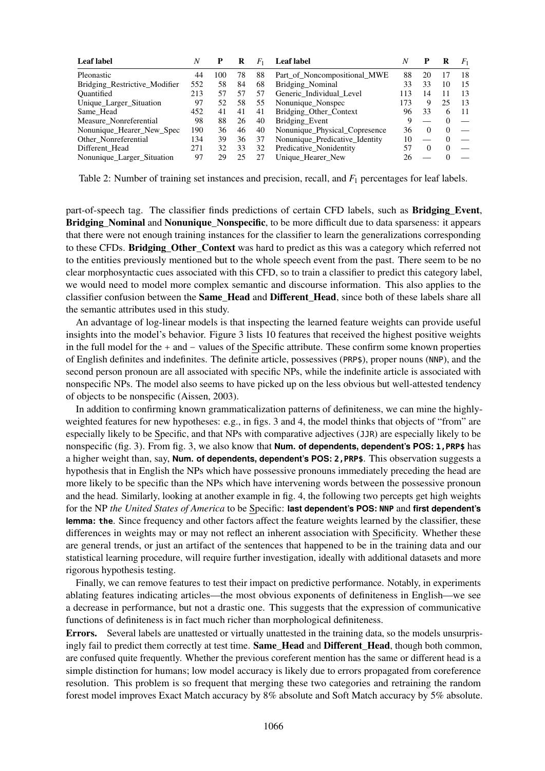| Leaf label | $N$ | P | R | $F_1$ | Leaf label | $N$ | P | R | $F_1$ |
|---|---|---|---|---|---|---|---|---|---|
| Pleonastic | 44 | 100 | 78 | 88 | Part_of_Noncompositional_MWE | 88 | 20 | 17 | 18 |
| Bridging_Restrictive_Modifier | 552 | 58 | 84 | 68 | Bridging_Nominal | 33 | 33 | 10 | 15 |
| Quantified | 213 | 57 | 57 | 57 | Generic_Individual_Level | 113 | 14 | 11 | 13 |
| Unique_Larger_Situation | 97 | 52 | 58 | 55 | Nonunique_Nonspec | 173 | 9 | 25 | 13 |
| Same_Head | 452 | 41 | 41 | 41 | Bridging_Other_Context | 96 | 33 | 6 | 11 |
| Measure_Nonreferential | 98 | 88 | 26 | 40 | Bridging_Event | 9 | — | 0 | — |
| Nonunique_Hearer_New_Spec | 190 | 36 | 46 | 40 | Nonunique_Physical_Copresence | 36 | 0 | 0 | — |
| Other_Nonreferential | 134 | 39 | 36 | 37 | Nonunique_Predicative_Identity | 10 | — | 0 | — |
| Different_Head | 271 | 32 | 33 | 32 | Predicative_Nonidentity | 57 | 0 | 0 | — |
| Nonunique_Larger_Situation | 97 | 29 | 25 | 27 | Unique_Hearer_New | 26 | — | 0 | — |

Table 2: Number of training set instances and precision, recall, and $F_1$ percentages for leaf labels.

part-of-speech tag. The classifier finds predictions of certain CFD labels, such as **Bridging_Event**, **Bridging_Nominal** and **Nonunique_Nonspecific**, to be more difficult due to data sparseness: it appears that there were not enough training instances for the classifier to learn the generalizations corresponding to these CFDs. **Bridging_Other_Context** was hard to predict as this was a category which referred not to the entities previously mentioned but to the whole speech event from the past. There seem to be no clear morphosyntactic cues associated with this CFD, so to train a classifier to predict this category label, we would need to model more complex semantic and discourse information. This also applies to the classifier confusion between the **Same_Head** and **Different_Head**, since both of these labels share all the semantic attributes used in this study.

An advantage of log-linear models is that inspecting the learned feature weights can provide useful insights into the model's behavior. Figure 3 lists 10 features that received the highest positive weights in the full model for the + and − values of the Specific attribute. These confirm some known properties of English definites and indefinites. The definite article, possessives (PRP$), proper nouns (NNP), and the second person pronoun are all associated with specific NPs, while the indefinite article is associated with nonspecific NPs. The model also seems to have picked up on the less obvious but well-attested tendency of objects to be nonspecific (Aissen, 2003).

In addition to confirming known grammaticalization patterns of definiteness, we can mine the highly-weighted features for new hypotheses: e.g., in figs. 3 and 4, the model thinks that objects of "from" are especially likely to be Specific, and that NPs with comparative adjectives (JJR) are especially likely to be nonspecific (fig. 3). From fig. 3, we also know that **Num. of dependents, dependent's POS: 1,PRP$** has a higher weight than, say, **Num. of dependents, dependent's POS: 2,PRP$**. This observation suggests a hypothesis that in English the NPs which have possessive pronouns immediately preceding the head are more likely to be specific than the NPs which have intervening words between the possessive pronoun and the head. Similarly, looking at another example in fig. 4, the following two percepts get high weights for the NP *the United States of America* to be Specific: **last dependent's POS: NNP** and **first dependent's lemma: the**. Since frequency and other factors affect the feature weights learned by the classifier, these differences in weights may or may not reflect an inherent association with Specificity. Whether these are general trends, or just an artifact of the sentences that happened to be in the training data and our statistical learning procedure, will require further investigation, ideally with additional datasets and more rigorous hypothesis testing.

Finally, we can remove features to test their impact on predictive performance. Notably, in experiments ablating features indicating articles—the most obvious exponents of definiteness in English—we see a decrease in performance, but not a drastic one. This suggests that the expression of communicative functions of definiteness is in fact much richer than morphological definiteness.

**Errors.** Several labels are unattested or virtually unattested in the training data, so the models unsurprisingly fail to predict them correctly at test time. **Same_Head** and **Different_Head**, though both common, are confused quite frequently. Whether the previous coreferent mention has the same or different head is a simple distinction for humans; low model accuracy is likely due to errors propagated from coreference resolution. This problem is so frequent that merging these two categories and retraining the random forest model improves Exact Match accuracy by 8% absolute and Soft Match accuracy by 5% absolute.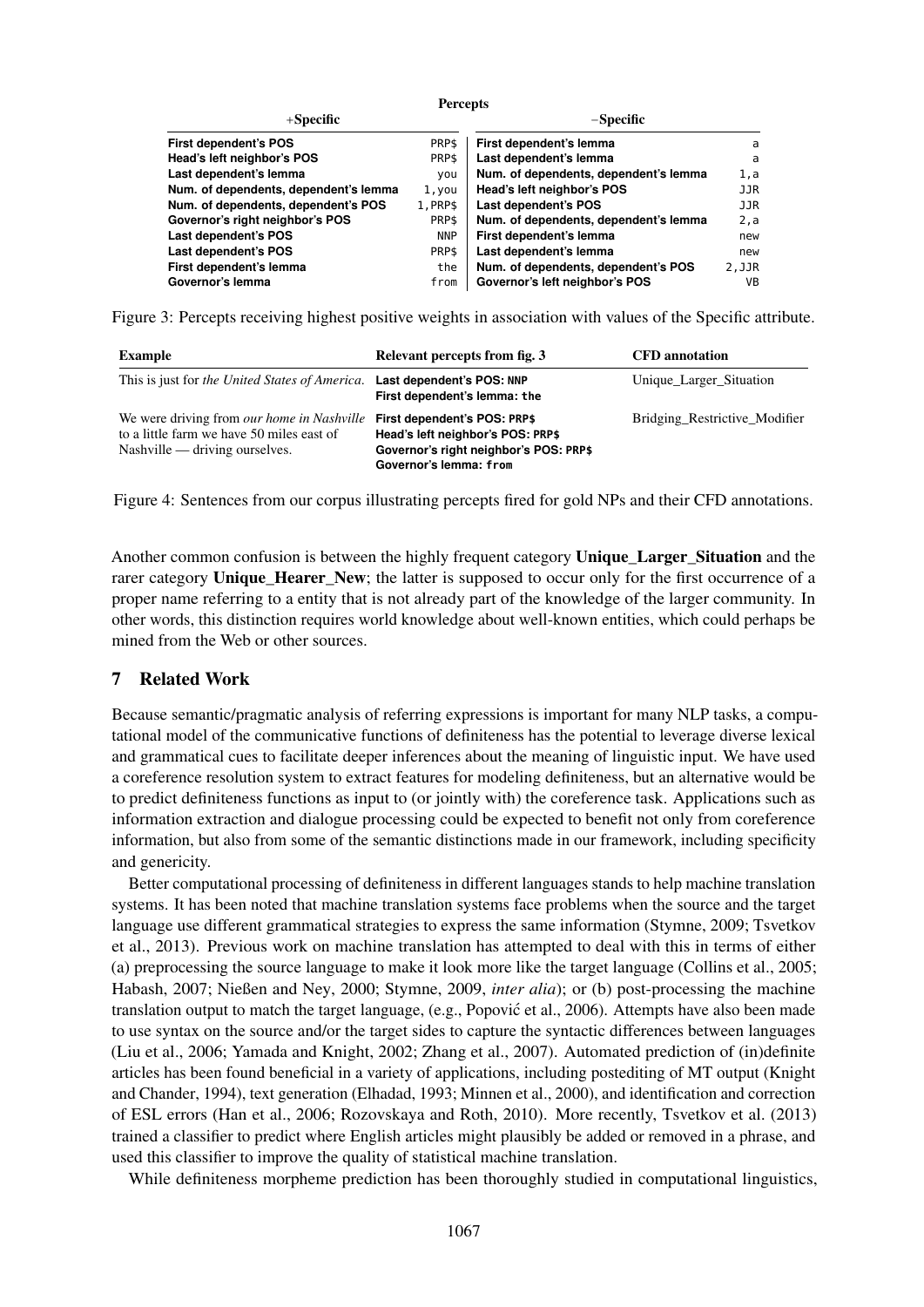| Percepts | | | |
|---|---|---|---|
| **+Specific** | | **−Specific** | |
| **First dependent's POS** | PRP$ | **First dependent's lemma** | a |
| **Head's left neighbor's POS** | PRP$ | **Last dependent's lemma** | a |
| **Last dependent's lemma** | you | **Num. of dependents, dependent's lemma** | 1,a |
| **Num. of dependents, dependent's lemma** | 1,you | **Head's left neighbor's POS** | JJR |
| **Num. of dependents, dependent's POS** | 1,PRP$ | **Last dependent's POS** | JJR |
| **Governor's right neighbor's POS** | PRP$ | **Num. of dependents, dependent's lemma** | 2,a |
| **Last dependent's POS** | NNP | **First dependent's lemma** | new |
| **Last dependent's POS** | PRP$ | **Last dependent's lemma** | new |
| **First dependent's lemma** | the | **Num. of dependents, dependent's POS** | 2,JJR |
| **Governor's lemma** | from | **Governor's left neighbor's POS** | VB |

Figure 3: Percepts receiving highest positive weights in association with values of the Specific attribute.

| **Example** | **Relevant percepts from fig. 3** | **CFD annotation** |
|---|---|---|
| This is just for *the United States of America*. | **Last dependent's POS:** NNP<br>**First dependent's lemma:** the | Unique_Larger_Situation |
| We were driving from *our home in Nashville* to a little farm we have 50 miles east of Nashville — driving ourselves. | **First dependent's POS:** PRP$<br>**Head's left neighbor's POS:** PRP$<br>**Governor's right neighbor's POS:** PRP$<br>**Governor's lemma:** from | Bridging_Restrictive_Modifier |

Figure 4: Sentences from our corpus illustrating percepts fired for gold NPs and their CFD annotations.

Another common confusion is between the highly frequent category **Unique_Larger_Situation** and the rarer category **Unique_Hearer_New**; the latter is supposed to occur only for the first occurrence of a proper name referring to a entity that is not already part of the knowledge of the larger community. In other words, this distinction requires world knowledge about well-known entities, which could perhaps be mined from the Web or other sources.

## 7 Related Work

Because semantic/pragmatic analysis of referring expressions is important for many NLP tasks, a computational model of the communicative functions of definiteness has the potential to leverage diverse lexical and grammatical cues to facilitate deeper inferences about the meaning of linguistic input. We have used a coreference resolution system to extract features for modeling definiteness, but an alternative would be to predict definiteness functions as input to (or jointly with) the coreference task. Applications such as information extraction and dialogue processing could be expected to benefit not only from coreference information, but also from some of the semantic distinctions made in our framework, including specificity and genericity.

Better computational processing of definiteness in different languages stands to help machine translation systems. It has been noted that machine translation systems face problems when the source and the target language use different grammatical strategies to express the same information (Stymne, 2009; Tsvetkov et al., 2013). Previous work on machine translation has attempted to deal with this in terms of either (a) preprocessing the source language to make it look more like the target language (Collins et al., 2005; Habash, 2007; Nießen and Ney, 2000; Stymne, 2009, *inter alia*); or (b) post-processing the machine translation output to match the target language, (e.g., Popović et al., 2006). Attempts have also been made to use syntax on the source and/or the target sides to capture the syntactic differences between languages (Liu et al., 2006; Yamada and Knight, 2002; Zhang et al., 2007). Automated prediction of (in)definite articles has been found beneficial in a variety of applications, including postediting of MT output (Knight and Chander, 1994), text generation (Elhadad, 1993; Minnen et al., 2000), and identification and correction of ESL errors (Han et al., 2006; Rozovskaya and Roth, 2010). More recently, Tsvetkov et al. (2013) trained a classifier to predict where English articles might plausibly be added or removed in a phrase, and used this classifier to improve the quality of statistical machine translation.

While definiteness morpheme prediction has been thoroughly studied in computational linguistics,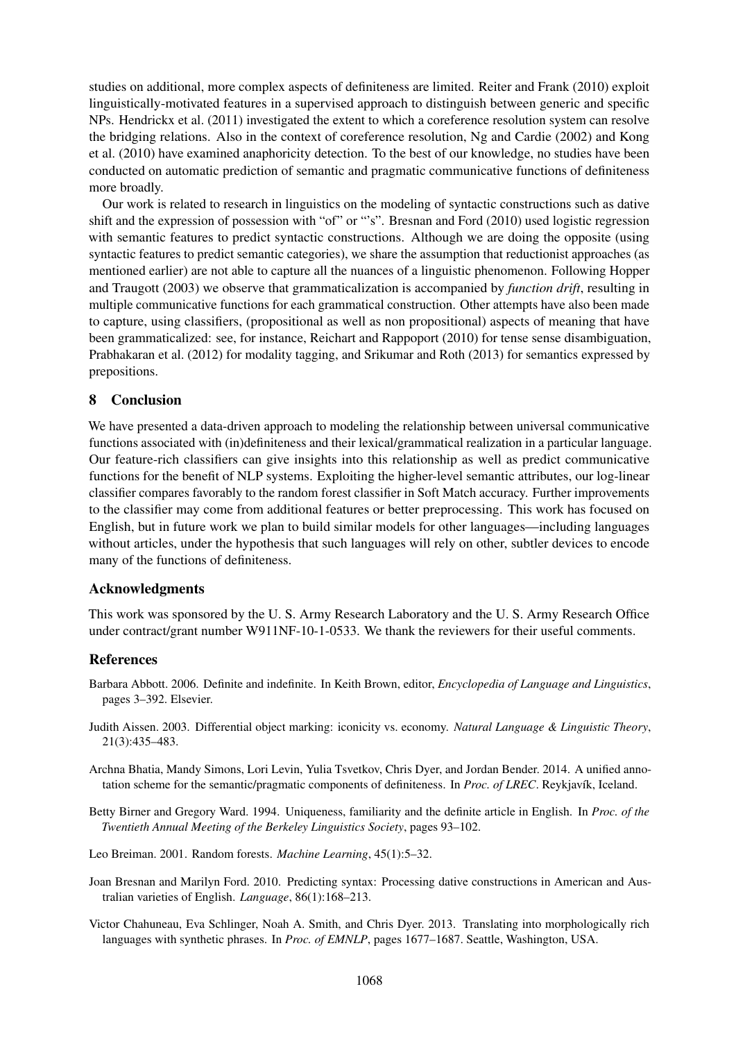studies on additional, more complex aspects of definiteness are limited. Reiter and Frank (2010) exploit linguistically-motivated features in a supervised approach to distinguish between generic and specific NPs. Hendrickx et al. (2011) investigated the extent to which a coreference resolution system can resolve the bridging relations. Also in the context of coreference resolution, Ng and Cardie (2002) and Kong et al. (2010) have examined anaphoricity detection. To the best of our knowledge, no studies have been conducted on automatic prediction of semantic and pragmatic communicative functions of definiteness more broadly.

Our work is related to research in linguistics on the modeling of syntactic constructions such as dative shift and the expression of possession with "of" or "'s". Bresnan and Ford (2010) used logistic regression with semantic features to predict syntactic constructions. Although we are doing the opposite (using syntactic features to predict semantic categories), we share the assumption that reductionist approaches (as mentioned earlier) are not able to capture all the nuances of a linguistic phenomenon. Following Hopper and Traugott (2003) we observe that grammaticalization is accompanied by *function drift*, resulting in multiple communicative functions for each grammatical construction. Other attempts have also been made to capture, using classifiers, (propositional as well as non propositional) aspects of meaning that have been grammaticalized: see, for instance, Reichart and Rappoport (2010) for tense sense disambiguation, Prabhakaran et al. (2012) for modality tagging, and Srikumar and Roth (2013) for semantics expressed by prepositions.

## 8 Conclusion

We have presented a data-driven approach to modeling the relationship between universal communicative functions associated with (in)definiteness and their lexical/grammatical realization in a particular language. Our feature-rich classifiers can give insights into this relationship as well as predict communicative functions for the benefit of NLP systems. Exploiting the higher-level semantic attributes, our log-linear classifier compares favorably to the random forest classifier in Soft Match accuracy. Further improvements to the classifier may come from additional features or better preprocessing. This work has focused on English, but in future work we plan to build similar models for other languages—including languages without articles, under the hypothesis that such languages will rely on other, subtler devices to encode many of the functions of definiteness.

## Acknowledgments

This work was sponsored by the U. S. Army Research Laboratory and the U. S. Army Research Office under contract/grant number W911NF-10-1-0533. We thank the reviewers for their useful comments.

## References

Barbara Abbott. 2006. Definite and indefinite. In Keith Brown, editor, *Encyclopedia of Language and Linguistics*, pages 3–392. Elsevier.

Judith Aissen. 2003. Differential object marking: iconicity vs. economy. *Natural Language & Linguistic Theory*, 21(3):435–483.

Archna Bhatia, Mandy Simons, Lori Levin, Yulia Tsvetkov, Chris Dyer, and Jordan Bender. 2014. A unified annotation scheme for the semantic/pragmatic components of definiteness. In *Proc. of LREC*. Reykjavík, Iceland.

Betty Birner and Gregory Ward. 1994. Uniqueness, familiarity and the definite article in English. In *Proc. of the Twentieth Annual Meeting of the Berkeley Linguistics Society*, pages 93–102.

Leo Breiman. 2001. Random forests. *Machine Learning*, 45(1):5–32.

Joan Bresnan and Marilyn Ford. 2010. Predicting syntax: Processing dative constructions in American and Australian varieties of English. *Language*, 86(1):168–213.

Victor Chahuneau, Eva Schlinger, Noah A. Smith, and Chris Dyer. 2013. Translating into morphologically rich languages with synthetic phrases. In *Proc. of EMNLP*, pages 1677–1687. Seattle, Washington, USA.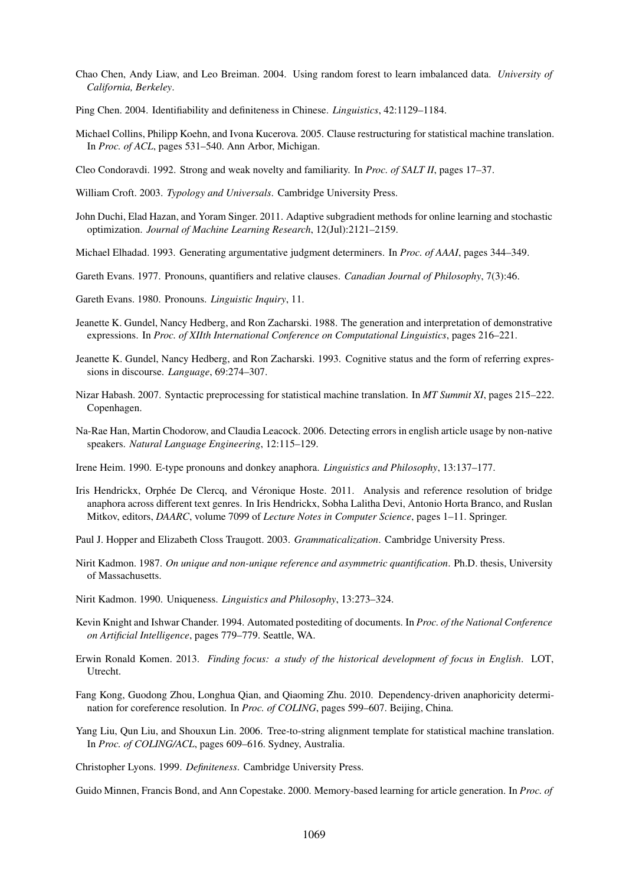Chao Chen, Andy Liaw, and Leo Breiman. 2004. Using random forest to learn imbalanced data. *University of California, Berkeley*.

Ping Chen. 2004. Identifiability and definiteness in Chinese. *Linguistics*, 42:1129–1184.

Michael Collins, Philipp Koehn, and Ivona Kucerova. 2005. Clause restructuring for statistical machine translation. In *Proc. of ACL*, pages 531–540. Ann Arbor, Michigan.

Cleo Condoravdi. 1992. Strong and weak novelty and familiarity. In *Proc. of SALT II*, pages 17–37.

William Croft. 2003. *Typology and Universals*. Cambridge University Press.

John Duchi, Elad Hazan, and Yoram Singer. 2011. Adaptive subgradient methods for online learning and stochastic optimization. *Journal of Machine Learning Research*, 12(Jul):2121–2159.

Michael Elhadad. 1993. Generating argumentative judgment determiners. In *Proc. of AAAI*, pages 344–349.

Gareth Evans. 1977. Pronouns, quantifiers and relative clauses. *Canadian Journal of Philosophy*, 7(3):46.

Gareth Evans. 1980. Pronouns. *Linguistic Inquiry*, 11.

Jeanette K. Gundel, Nancy Hedberg, and Ron Zacharski. 1988. The generation and interpretation of demonstrative expressions. In *Proc. of XIIth International Conference on Computational Linguistics*, pages 216–221.

Jeanette K. Gundel, Nancy Hedberg, and Ron Zacharski. 1993. Cognitive status and the form of referring expressions in discourse. *Language*, 69:274–307.

Nizar Habash. 2007. Syntactic preprocessing for statistical machine translation. In *MT Summit XI*, pages 215–222. Copenhagen.

Na-Rae Han, Martin Chodorow, and Claudia Leacock. 2006. Detecting errors in english article usage by non-native speakers. *Natural Language Engineering*, 12:115–129.

Irene Heim. 1990. E-type pronouns and donkey anaphora. *Linguistics and Philosophy*, 13:137–177.

Iris Hendrickx, Orphée De Clercq, and Véronique Hoste. 2011. Analysis and reference resolution of bridge anaphora across different text genres. In Iris Hendrickx, Sobha Lalitha Devi, Antonio Horta Branco, and Ruslan Mitkov, editors, *DAARC*, volume 7099 of *Lecture Notes in Computer Science*, pages 1–11. Springer.

Paul J. Hopper and Elizabeth Closs Traugott. 2003. *Grammaticalization*. Cambridge University Press.

Nirit Kadmon. 1987. *On unique and non-unique reference and asymmetric quantification*. Ph.D. thesis, University of Massachusetts.

Nirit Kadmon. 1990. Uniqueness. *Linguistics and Philosophy*, 13:273–324.

Kevin Knight and Ishwar Chander. 1994. Automated postediting of documents. In *Proc. of the National Conference on Artificial Intelligence*, pages 779–779. Seattle, WA.

Erwin Ronald Komen. 2013. *Finding focus: a study of the historical development of focus in English*. LOT, Utrecht.

Fang Kong, Guodong Zhou, Longhua Qian, and Qiaoming Zhu. 2010. Dependency-driven anaphoricity determination for coreference resolution. In *Proc. of COLING*, pages 599–607. Beijing, China.

Yang Liu, Qun Liu, and Shouxun Lin. 2006. Tree-to-string alignment template for statistical machine translation. In *Proc. of COLING/ACL*, pages 609–616. Sydney, Australia.

Christopher Lyons. 1999. *Definiteness*. Cambridge University Press.

Guido Minnen, Francis Bond, and Ann Copestake. 2000. Memory-based learning for article generation. In *Proc. of*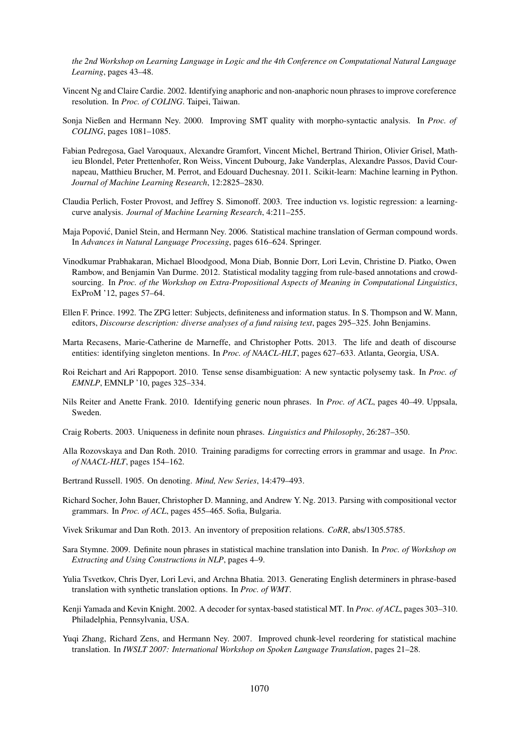*the 2nd Workshop on Learning Language in Logic and the 4th Conference on Computational Natural Language Learning*, pages 43–48.

Vincent Ng and Claire Cardie. 2002. Identifying anaphoric and non-anaphoric noun phrases to improve coreference resolution. In *Proc. of COLING*. Taipei, Taiwan.

Sonja Nießen and Hermann Ney. 2000. Improving SMT quality with morpho-syntactic analysis. In *Proc. of COLING*, pages 1081–1085.

Fabian Pedregosa, Gael Varoquaux, Alexandre Gramfort, Vincent Michel, Bertrand Thirion, Olivier Grisel, Mathieu Blondel, Peter Prettenhofer, Ron Weiss, Vincent Dubourg, Jake Vanderplas, Alexandre Passos, David Cournapeau, Matthieu Brucher, M. Perrot, and Edouard Duchesnay. 2011. Scikit-learn: Machine learning in Python. *Journal of Machine Learning Research*, 12:2825–2830.

Claudia Perlich, Foster Provost, and Jeffrey S. Simonoff. 2003. Tree induction vs. logistic regression: a learning-curve analysis. *Journal of Machine Learning Research*, 4:211–255.

Maja Popović, Daniel Stein, and Hermann Ney. 2006. Statistical machine translation of German compound words. In *Advances in Natural Language Processing*, pages 616–624. Springer.

Vinodkumar Prabhakaran, Michael Bloodgood, Mona Diab, Bonnie Dorr, Lori Levin, Christine D. Piatko, Owen Rambow, and Benjamin Van Durme. 2012. Statistical modality tagging from rule-based annotations and crowdsourcing. In *Proc. of the Workshop on Extra-Propositional Aspects of Meaning in Computational Linguistics*, ExProM '12, pages 57–64.

Ellen F. Prince. 1992. The ZPG letter: Subjects, definiteness and information status. In S. Thompson and W. Mann, editors, *Discourse description: diverse analyses of a fund raising text*, pages 295–325. John Benjamins.

Marta Recasens, Marie-Catherine de Marneffe, and Christopher Potts. 2013. The life and death of discourse entities: identifying singleton mentions. In *Proc. of NAACL-HLT*, pages 627–633. Atlanta, Georgia, USA.

Roi Reichart and Ari Rappoport. 2010. Tense sense disambiguation: A new syntactic polysemy task. In *Proc. of EMNLP*, EMNLP '10, pages 325–334.

Nils Reiter and Anette Frank. 2010. Identifying generic noun phrases. In *Proc. of ACL*, pages 40–49. Uppsala, Sweden.

Craig Roberts. 2003. Uniqueness in definite noun phrases. *Linguistics and Philosophy*, 26:287–350.

Alla Rozovskaya and Dan Roth. 2010. Training paradigms for correcting errors in grammar and usage. In *Proc. of NAACL-HLT*, pages 154–162.

Bertrand Russell. 1905. On denoting. *Mind, New Series*, 14:479–493.

Richard Socher, John Bauer, Christopher D. Manning, and Andrew Y. Ng. 2013. Parsing with compositional vector grammars. In *Proc. of ACL*, pages 455–465. Sofia, Bulgaria.

Vivek Srikumar and Dan Roth. 2013. An inventory of preposition relations. *CoRR*, abs/1305.5785.

Sara Stymne. 2009. Definite noun phrases in statistical machine translation into Danish. In *Proc. of Workshop on Extracting and Using Constructions in NLP*, pages 4–9.

Yulia Tsvetkov, Chris Dyer, Lori Levi, and Archna Bhatia. 2013. Generating English determiners in phrase-based translation with synthetic translation options. In *Proc. of WMT*.

Kenji Yamada and Kevin Knight. 2002. A decoder for syntax-based statistical MT. In *Proc. of ACL*, pages 303–310. Philadelphia, Pennsylvania, USA.

Yuqi Zhang, Richard Zens, and Hermann Ney. 2007. Improved chunk-level reordering for statistical machine translation. In *IWSLT 2007: International Workshop on Spoken Language Translation*, pages 21–28.